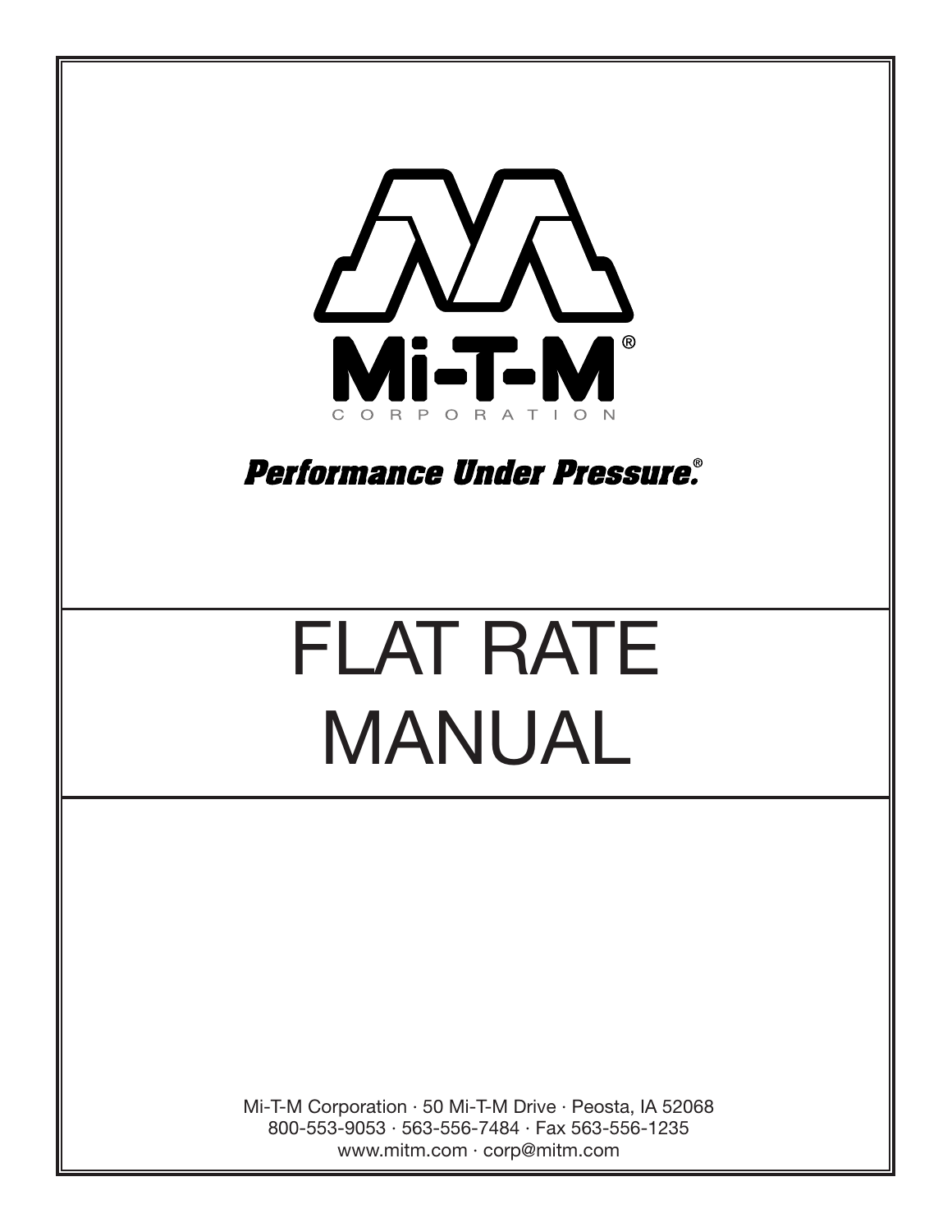Mi-T-M®

CORPORATION

*Performance Under Pressure.®*

# FLAT RATE MANUAL

Mi-T-M Corporation · 50 Mi-T-M Drive · Peosta, IA 52068
800-553-9053 · 563-556-7484 · Fax 563-556-1235
www.mitm.com · corp@mitm.com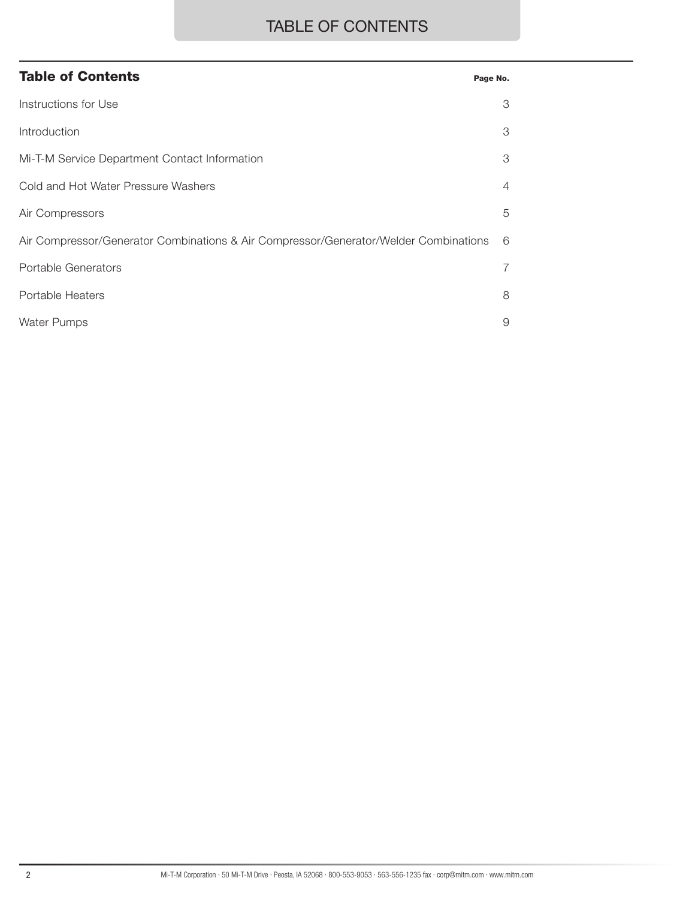# TABLE OF CONTENTS

| Table of Contents | Page No. |
| --- | --- |
| Instructions for Use | 3 |
| Introduction | 3 |
| Mi-T-M Service Department Contact Information | 3 |
| Cold and Hot Water Pressure Washers | 4 |
| Air Compressors | 5 |
| Air Compressor/Generator Combinations & Air Compressor/Generator/Welder Combinations | 6 |
| Portable Generators | 7 |
| Portable Heaters | 8 |
| Water Pumps | 9 |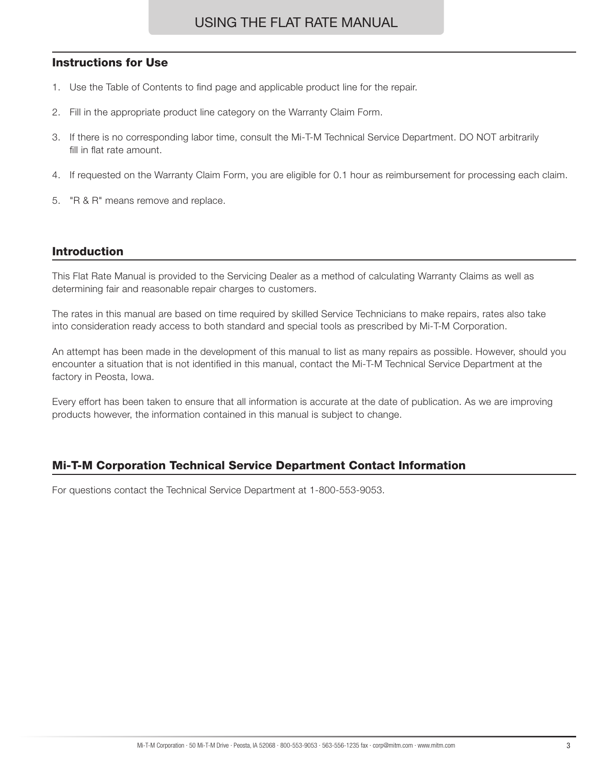# USING THE FLAT RATE MANUAL

## Instructions for Use

1. Use the Table of Contents to find page and applicable product line for the repair.

2. Fill in the appropriate product line category on the Warranty Claim Form.

3. If there is no corresponding labor time, consult the Mi-T-M Technical Service Department. DO NOT arbitrarily fill in flat rate amount.

4. If requested on the Warranty Claim Form, you are eligible for 0.1 hour as reimbursement for processing each claim.

5. "R & R" means remove and replace.

## Introduction

This Flat Rate Manual is provided to the Servicing Dealer as a method of calculating Warranty Claims as well as determining fair and reasonable repair charges to customers.

The rates in this manual are based on time required by skilled Service Technicians to make repairs, rates also take into consideration ready access to both standard and special tools as prescribed by Mi-T-M Corporation.

An attempt has been made in the development of this manual to list as many repairs as possible. However, should you encounter a situation that is not identified in this manual, contact the Mi-T-M Technical Service Department at the factory in Peosta, Iowa.

Every effort has been taken to ensure that all information is accurate at the date of publication. As we are improving products however, the information contained in this manual is subject to change.

## Mi-T-M Corporation Technical Service Department Contact Information

For questions contact the Technical Service Department at 1-800-553-9053.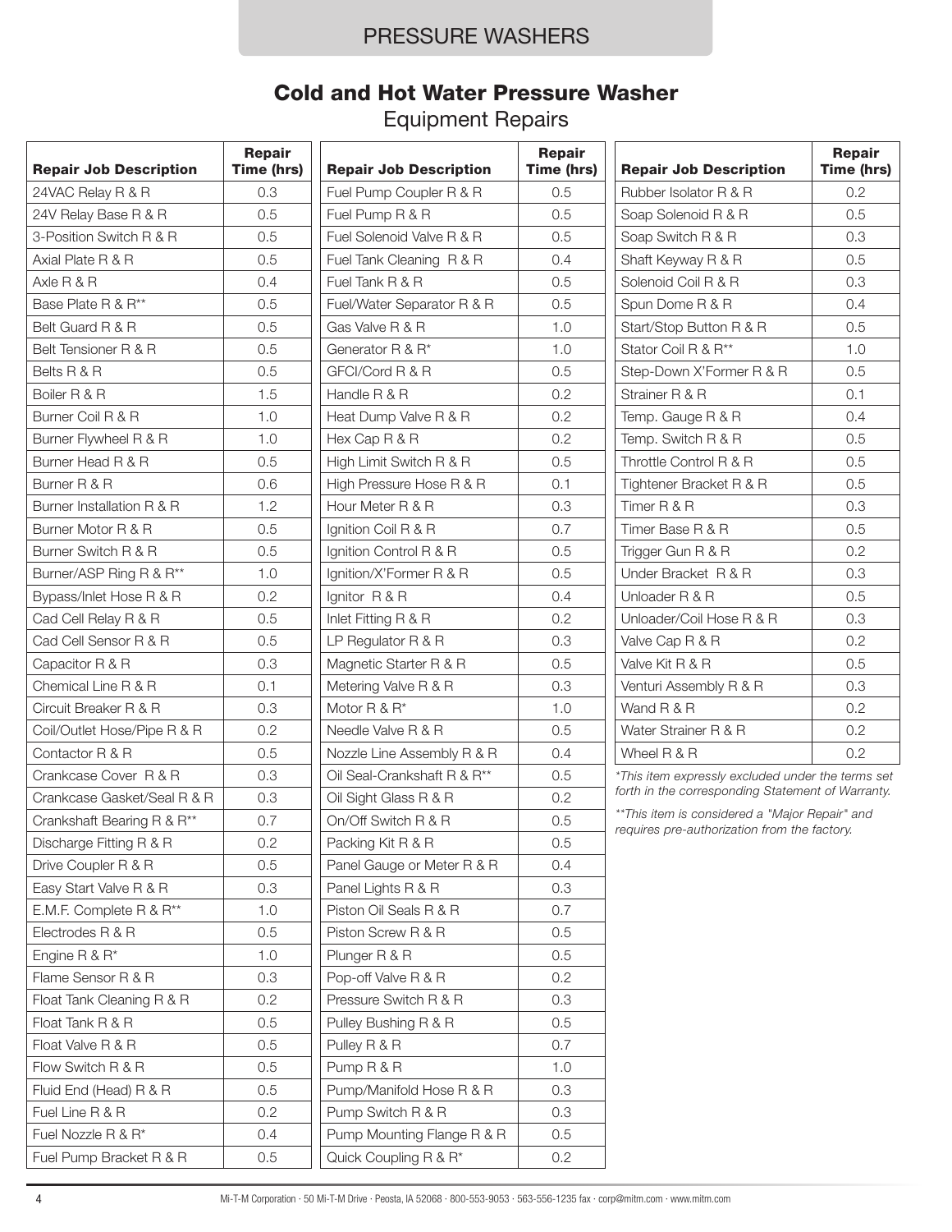# PRESSURE WASHERS

## Cold and Hot Water Pressure Washer

### Equipment Repairs

| Repair Job Description | Repair Time (hrs) |
|---|---|
| 24VAC Relay R & R | 0.3 |
| 24V Relay Base R & R | 0.5 |
| 3-Position Switch R & R | 0.5 |
| Axial Plate R & R | 0.5 |
| Axle R & R | 0.4 |
| Base Plate R & R** | 0.5 |
| Belt Guard R & R | 0.5 |
| Belt Tensioner R & R | 0.5 |
| Belts R & R | 0.5 |
| Boiler R & R | 1.5 |
| Burner Coil R & R | 1.0 |
| Burner Flywheel R & R | 1.0 |
| Burner Head R & R | 0.5 |
| Burner R & R | 0.6 |
| Burner Installation R & R | 1.2 |
| Burner Motor R & R | 0.5 |
| Burner Switch R & R | 0.5 |
| Burner/ASP Ring R & R** | 1.0 |
| Bypass/Inlet Hose R & R | 0.2 |
| Cad Cell Relay R & R | 0.5 |
| Cad Cell Sensor R & R | 0.5 |
| Capacitor R & R | 0.3 |
| Chemical Line R & R | 0.1 |
| Circuit Breaker R & R | 0.3 |
| Coil/Outlet Hose/Pipe R & R | 0.2 |
| Contactor R & R | 0.5 |
| Crankcase Cover R & R | 0.3 |
| Crankcase Gasket/Seal R & R | 0.3 |
| Crankshaft Bearing R & R** | 0.7 |
| Discharge Fitting R & R | 0.2 |
| Drive Coupler R & R | 0.5 |
| Easy Start Valve R & R | 0.3 |
| E.M.F. Complete R & R** | 1.0 |
| Electrodes R & R | 0.5 |
| Engine R & R* | 1.0 |
| Flame Sensor R & R | 0.3 |
| Float Tank Cleaning R & R | 0.2 |
| Float Tank R & R | 0.5 |
| Float Valve R & R | 0.5 |
| Flow Switch R & R | 0.5 |
| Fluid End (Head) R & R | 0.5 |
| Fuel Line R & R | 0.2 |
| Fuel Nozzle R & R* | 0.4 |
| Fuel Pump Bracket R & R | 0.5 |

| Repair Job Description | Repair Time (hrs) |
|---|---|
| Fuel Pump Coupler R & R | 0.5 |
| Fuel Pump R & R | 0.5 |
| Fuel Solenoid Valve R & R | 0.5 |
| Fuel Tank Cleaning R & R | 0.4 |
| Fuel Tank R & R | 0.5 |
| Fuel/Water Separator R & R | 0.5 |
| Gas Valve R & R | 1.0 |
| Generator R & R* | 1.0 |
| GFCI/Cord R & R | 0.5 |
| Handle R & R | 0.2 |
| Heat Dump Valve R & R | 0.2 |
| Hex Cap R & R | 0.2 |
| High Limit Switch R & R | 0.5 |
| High Pressure Hose R & R | 0.1 |
| Hour Meter R & R | 0.3 |
| Ignition Coil R & R | 0.7 |
| Ignition Control R & R | 0.5 |
| Ignition/X'Former R & R | 0.5 |
| Ignitor R & R | 0.4 |
| Inlet Fitting R & R | 0.2 |
| LP Regulator R & R | 0.3 |
| Magnetic Starter R & R | 0.5 |
| Metering Valve R & R | 0.3 |
| Motor R & R* | 1.0 |
| Needle Valve R & R | 0.5 |
| Nozzle Line Assembly R & R | 0.4 |
| Oil Seal-Crankshaft R & R** | 0.5 |
| Oil Sight Glass R & R | 0.2 |
| On/Off Switch R & R | 0.5 |
| Packing Kit R & R | 0.5 |
| Panel Gauge or Meter R & R | 0.4 |
| Panel Lights R & R | 0.3 |
| Piston Oil Seals R & R | 0.7 |
| Piston Screw R & R | 0.5 |
| Plunger R & R | 0.5 |
| Pop-off Valve R & R | 0.2 |
| Pressure Switch R & R | 0.3 |
| Pulley Bushing R & R | 0.5 |
| Pulley R & R | 0.7 |
| Pump R & R | 1.0 |
| Pump/Manifold Hose R & R | 0.3 |
| Pump Switch R & R | 0.3 |
| Pump Mounting Flange R & R | 0.5 |
| Quick Coupling R & R* | 0.2 |

| Repair Job Description | Repair Time (hrs) |
|---|---|
| Rubber Isolator R & R | 0.2 |
| Soap Solenoid R & R | 0.5 |
| Soap Switch R & R | 0.3 |
| Shaft Keyway R & R | 0.5 |
| Solenoid Coil R & R | 0.3 |
| Spun Dome R & R | 0.4 |
| Start/Stop Button R & R | 0.5 |
| Stator Coil R & R** | 1.0 |
| Step-Down X'Former R & R | 0.5 |
| Strainer R & R | 0.1 |
| Temp. Gauge R & R | 0.4 |
| Temp. Switch R & R | 0.5 |
| Throttle Control R & R | 0.5 |
| Tightener Bracket R & R | 0.5 |
| Timer R & R | 0.3 |
| Timer Base R & R | 0.5 |
| Trigger Gun R & R | 0.2 |
| Under Bracket R & R | 0.3 |
| Unloader R & R | 0.5 |
| Unloader/Coil Hose R & R | 0.3 |
| Valve Cap R & R | 0.2 |
| Valve Kit R & R | 0.5 |
| Venturi Assembly R & R | 0.3 |
| Wand R & R | 0.2 |
| Water Strainer R & R | 0.2 |
| Wheel R & R | 0.2 |

*\*This item expressly excluded under the terms set forth in the corresponding Statement of Warranty.*

*\*\*This item is considered a "Major Repair" and requires pre-authorization from the factory.*

Mi-T-M Corporation · 50 Mi-T-M Drive · Peosta, IA 52068 · 800-553-9053 · 563-556-1235 fax · corp@mitm.com · www.mitm.com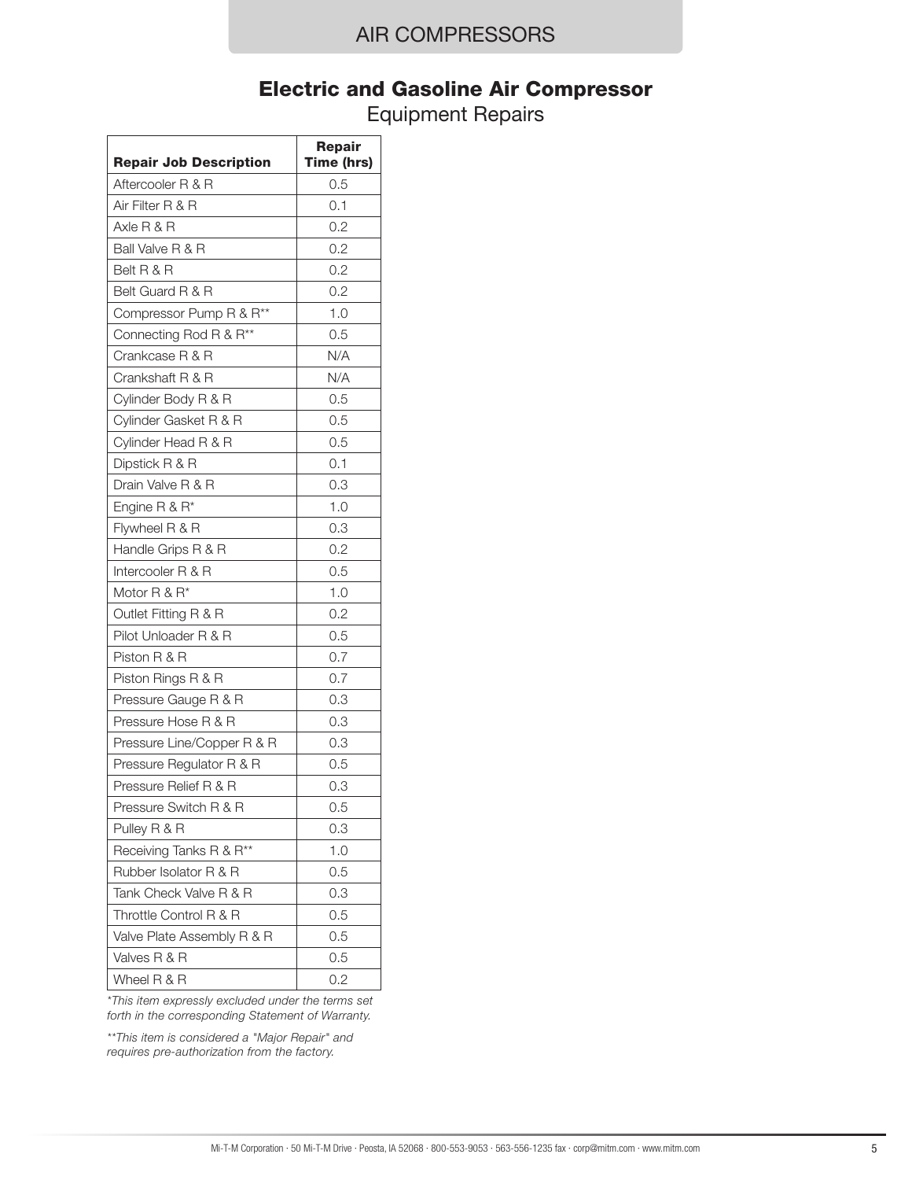# AIR COMPRESSORS

## Electric and Gasoline Air Compressor

### Equipment Repairs

| Repair Job Description | Repair Time (hrs) |
|---|---|
| Aftercooler R & R | 0.5 |
| Air Filter R & R | 0.1 |
| Axle R & R | 0.2 |
| Ball Valve R & R | 0.2 |
| Belt R & R | 0.2 |
| Belt Guard R & R | 0.2 |
| Compressor Pump R & R** | 1.0 |
| Connecting Rod R & R** | 0.5 |
| Crankcase R & R | N/A |
| Crankshaft R & R | N/A |
| Cylinder Body R & R | 0.5 |
| Cylinder Gasket R & R | 0.5 |
| Cylinder Head R & R | 0.5 |
| Dipstick R & R | 0.1 |
| Drain Valve R & R | 0.3 |
| Engine R & R* | 1.0 |
| Flywheel R & R | 0.3 |
| Handle Grips R & R | 0.2 |
| Intercooler R & R | 0.5 |
| Motor R & R* | 1.0 |
| Outlet Fitting R & R | 0.2 |
| Pilot Unloader R & R | 0.5 |
| Piston R & R | 0.7 |
| Piston Rings R & R | 0.7 |
| Pressure Gauge R & R | 0.3 |
| Pressure Hose R & R | 0.3 |
| Pressure Line/Copper R & R | 0.3 |
| Pressure Regulator R & R | 0.5 |
| Pressure Relief R & R | 0.3 |
| Pressure Switch R & R | 0.5 |
| Pulley R & R | 0.3 |
| Receiving Tanks R & R** | 1.0 |
| Rubber Isolator R & R | 0.5 |
| Tank Check Valve R & R | 0.3 |
| Throttle Control R & R | 0.5 |
| Valve Plate Assembly R & R | 0.5 |
| Valves R & R | 0.5 |
| Wheel R & R | 0.2 |

*\*This item expressly excluded under the terms set forth in the corresponding Statement of Warranty.*

*\*\*This item is considered a "Major Repair" and requires pre-authorization from the factory.*

Mi-T-M Corporation · 50 Mi-T-M Drive · Peosta, IA 52068 · 800-553-9053 · 563-556-1235 fax · corp@mitm.com · www.mitm.com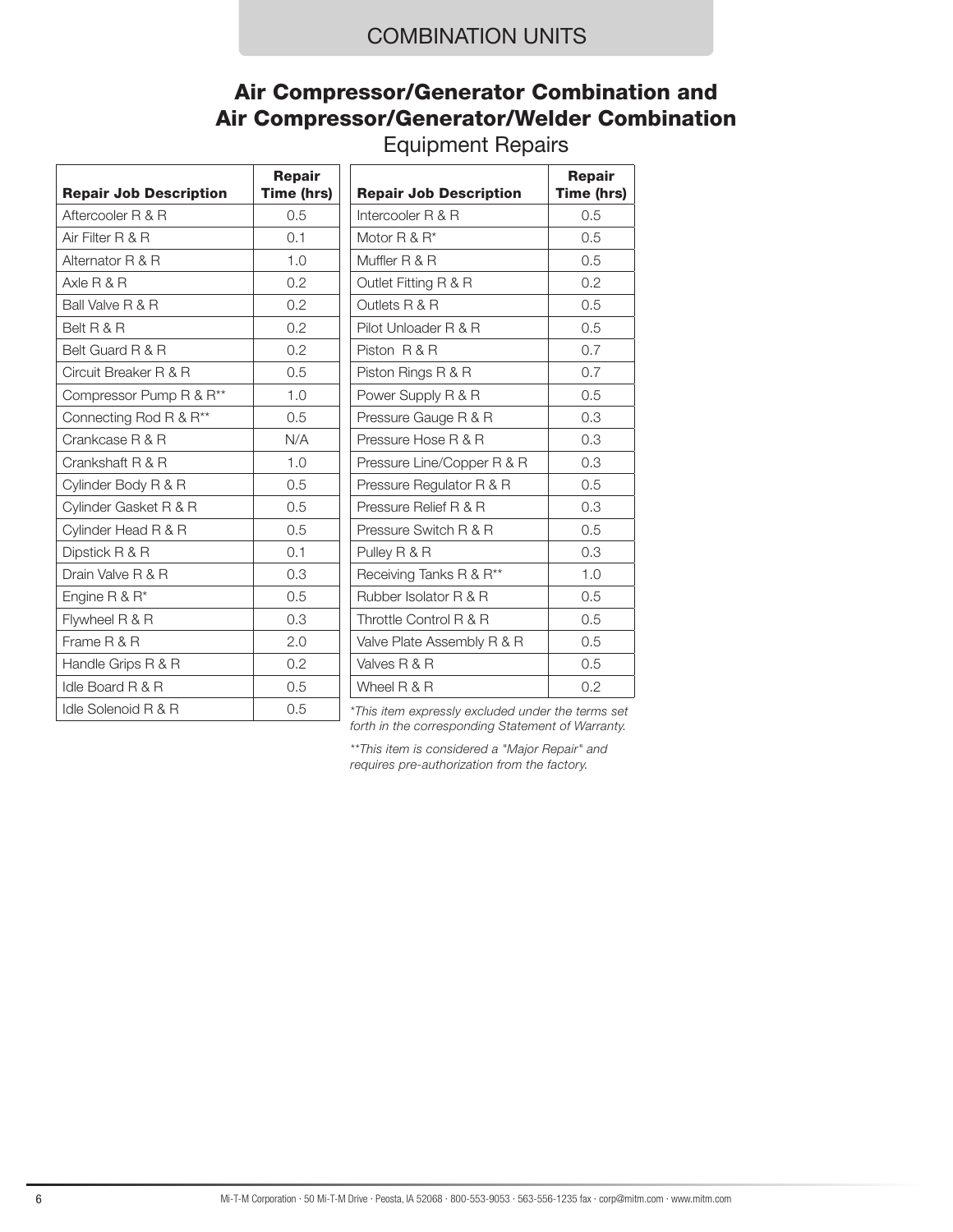# COMBINATION UNITS

## Air Compressor/Generator Combination and Air Compressor/Generator/Welder Combination

### Equipment Repairs

| Repair Job Description | Repair Time (hrs) |
|---|---|
| Aftercooler R & R | 0.5 |
| Air Filter R & R | 0.1 |
| Alternator R & R | 1.0 |
| Axle R & R | 0.2 |
| Ball Valve R & R | 0.2 |
| Belt R & R | 0.2 |
| Belt Guard R & R | 0.2 |
| Circuit Breaker R & R | 0.5 |
| Compressor Pump R & R** | 1.0 |
| Connecting Rod R & R** | 0.5 |
| Crankcase R & R | N/A |
| Crankshaft R & R | 1.0 |
| Cylinder Body R & R | 0.5 |
| Cylinder Gasket R & R | 0.5 |
| Cylinder Head R & R | 0.5 |
| Dipstick R & R | 0.1 |
| Drain Valve R & R | 0.3 |
| Engine R & R* | 0.5 |
| Flywheel R & R | 0.3 |
| Frame R & R | 2.0 |
| Handle Grips R & R | 0.2 |
| Idle Board R & R | 0.5 |
| Idle Solenoid R & R | 0.5 |

| Repair Job Description | Repair Time (hrs) |
|---|---|
| Intercooler R & R | 0.5 |
| Motor R & R* | 0.5 |
| Muffler R & R | 0.5 |
| Outlet Fitting R & R | 0.2 |
| Outlets R & R | 0.5 |
| Pilot Unloader R & R | 0.5 |
| Piston R & R | 0.7 |
| Piston Rings R & R | 0.7 |
| Power Supply R & R | 0.5 |
| Pressure Gauge R & R | 0.3 |
| Pressure Hose R & R | 0.3 |
| Pressure Line/Copper R & R | 0.3 |
| Pressure Regulator R & R | 0.5 |
| Pressure Relief R & R | 0.3 |
| Pressure Switch R & R | 0.5 |
| Pulley R & R | 0.3 |
| Receiving Tanks R & R** | 1.0 |
| Rubber Isolator R & R | 0.5 |
| Throttle Control R & R | 0.5 |
| Valve Plate Assembly R & R | 0.5 |
| Valves R & R | 0.5 |
| Wheel R & R | 0.2 |

*\*This item expressly excluded under the terms set forth in the corresponding Statement of Warranty.*

*\*\*This item is considered a "Major Repair" and requires pre-authorization from the factory.*

Mi-T-M Corporation · 50 Mi-T-M Drive · Peosta, IA 52068 · 800-553-9053 · 563-556-1235 fax · corp@mitm.com · www.mitm.com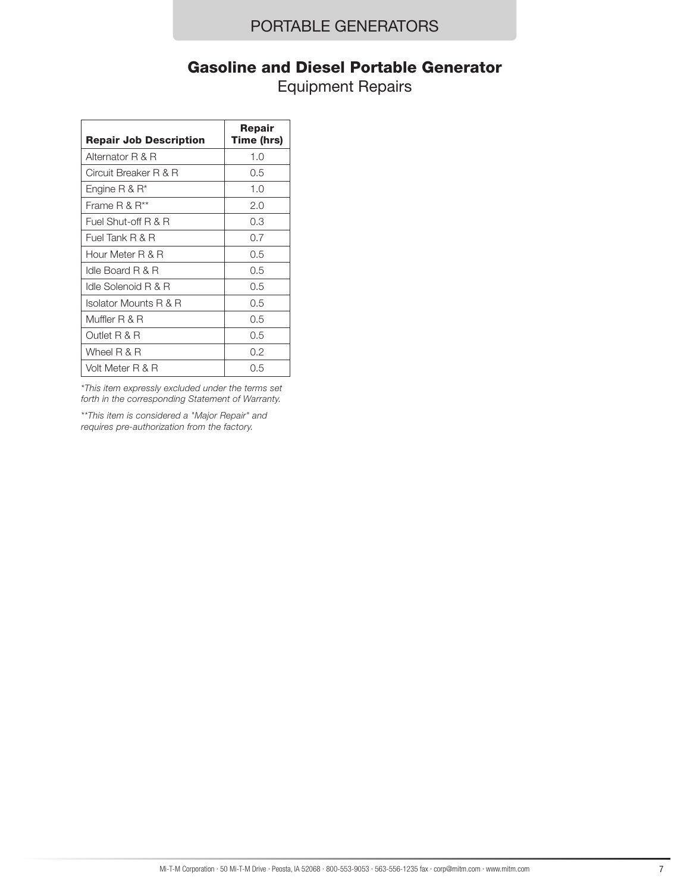# PORTABLE GENERATORS

## Gasoline and Diesel Portable Generator

Equipment Repairs

| Repair Job Description | Repair Time (hrs) |
|---|---|
| Alternator R & R | 1.0 |
| Circuit Breaker R & R | 0.5 |
| Engine R & R* | 1.0 |
| Frame R & R** | 2.0 |
| Fuel Shut-off R & R | 0.3 |
| Fuel Tank R & R | 0.7 |
| Hour Meter R & R | 0.5 |
| Idle Board R & R | 0.5 |
| Idle Solenoid R & R | 0.5 |
| Isolator Mounts R & R | 0.5 |
| Muffler R & R | 0.5 |
| Outlet R & R | 0.5 |
| Wheel R & R | 0.2 |
| Volt Meter R & R | 0.5 |

*\*This item expressly excluded under the terms set forth in the corresponding Statement of Warranty.*

*\*\*This item is considered a "Major Repair" and requires pre-authorization from the factory.*

Mi-T-M Corporation · 50 Mi-T-M Drive · Peosta, IA 52068 · 800-553-9053 · 563-556-1235 fax · corp@mitm.com · www.mitm.com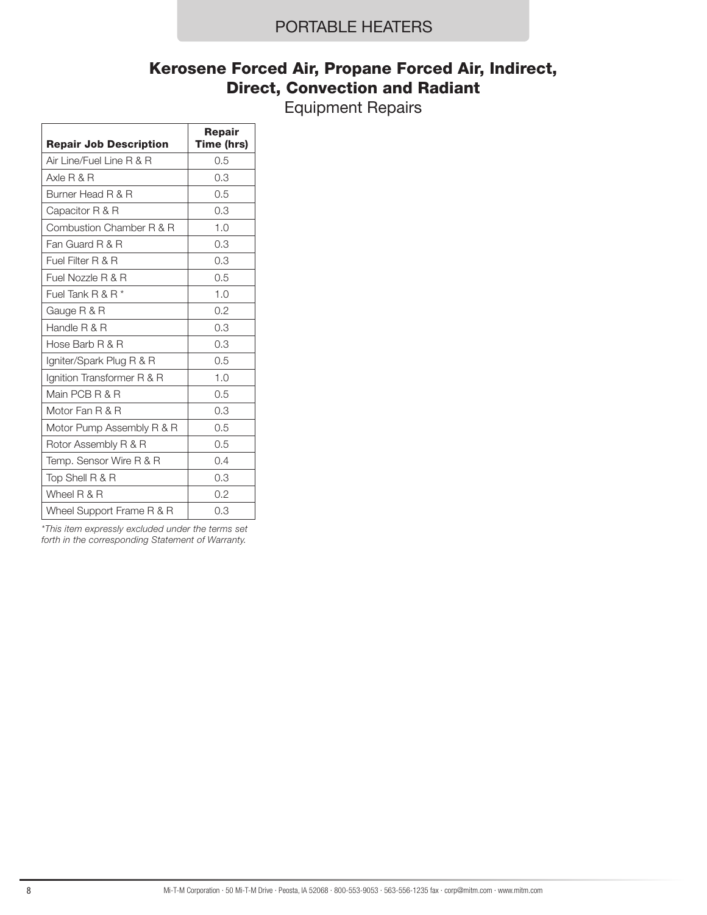# PORTABLE HEATERS

## Kerosene Forced Air, Propane Forced Air, Indirect, Direct, Convection and Radiant

### Equipment Repairs

| Repair Job Description | Repair Time (hrs) |
|---|---|
| Air Line/Fuel Line R & R | 0.5 |
| Axle R & R | 0.3 |
| Burner Head R & R | 0.5 |
| Capacitor R & R | 0.3 |
| Combustion Chamber R & R | 1.0 |
| Fan Guard R & R | 0.3 |
| Fuel Filter R & R | 0.3 |
| Fuel Nozzle R & R | 0.5 |
| Fuel Tank R & R * | 1.0 |
| Gauge R & R | 0.2 |
| Handle R & R | 0.3 |
| Hose Barb R & R | 0.3 |
| Igniter/Spark Plug R & R | 0.5 |
| Ignition Transformer R & R | 1.0 |
| Main PCB R & R | 0.5 |
| Motor Fan R & R | 0.3 |
| Motor Pump Assembly R & R | 0.5 |
| Rotor Assembly R & R | 0.5 |
| Temp. Sensor Wire R & R | 0.4 |
| Top Shell R & R | 0.3 |
| Wheel R & R | 0.2 |
| Wheel Support Frame R & R | 0.3 |

*\*This item expressly excluded under the terms set forth in the corresponding Statement of Warranty.*

Mi-T-M Corporation · 50 Mi-T-M Drive · Peosta, IA 52068 · 800-553-9053 · 563-556-1235 fax · corp@mitm.com · www.mitm.com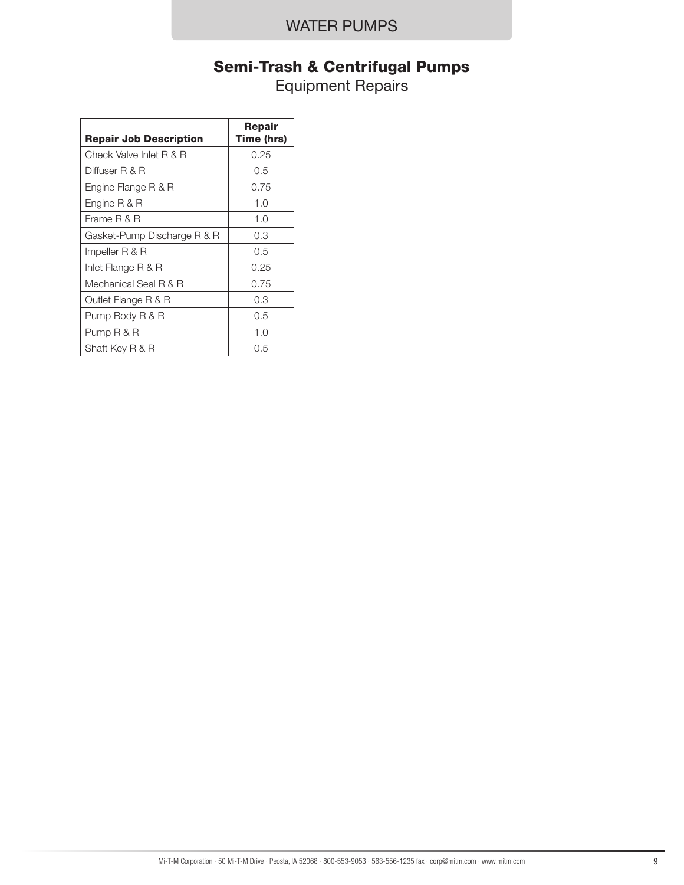# WATER PUMPS

## Semi-Trash & Centrifugal Pumps

### Equipment Repairs

| **Repair Job Description** | **Repair Time (hrs)** |
|---|---|
| Check Valve Inlet R & R | 0.25 |
| Diffuser R & R | 0.5 |
| Engine Flange R & R | 0.75 |
| Engine R & R | 1.0 |
| Frame R & R | 1.0 |
| Gasket-Pump Discharge R & R | 0.3 |
| Impeller R & R | 0.5 |
| Inlet Flange R & R | 0.25 |
| Mechanical Seal R & R | 0.75 |
| Outlet Flange R & R | 0.3 |
| Pump Body R & R | 0.5 |
| Pump R & R | 1.0 |
| Shaft Key R & R | 0.5 |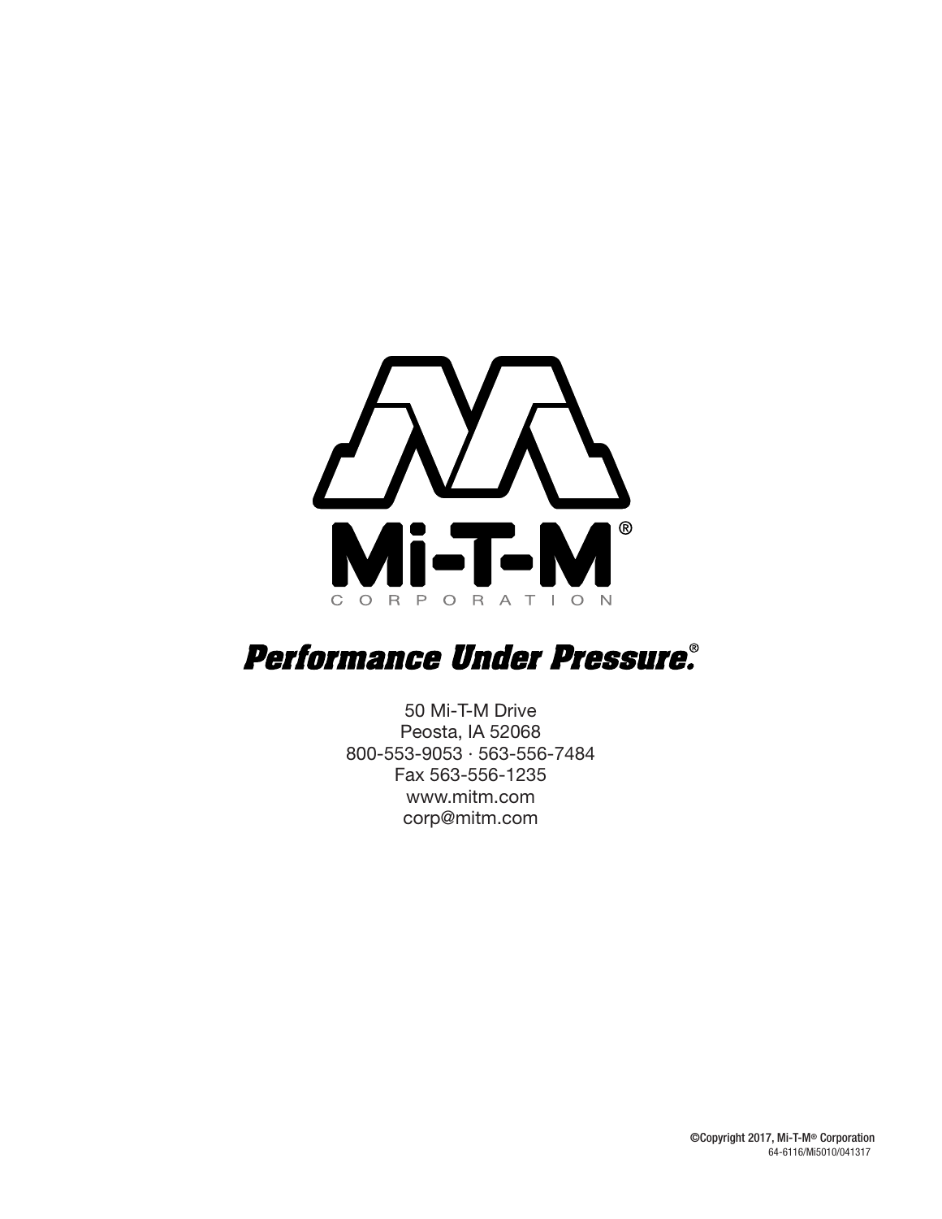Mi-T-M®

CORPORATION

***Performance Under Pressure.®***

50 Mi-T-M Drive
Peosta, IA 52068
800-553-9053 · 563-556-7484
Fax 563-556-1235
www.mitm.com
corp@mitm.com

©Copyright 2017, Mi-T-M® Corporation
64-6116/Mi5010/041317